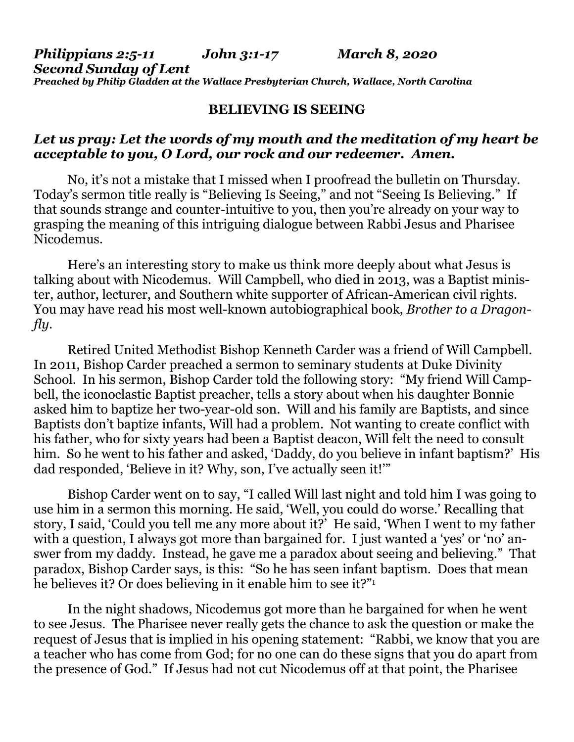*Philippians 2:5-11 John 3:1-17 March 8, 2020*
*Second Sunday of Lent*
*Preached by Philip Gladden at the Wallace Presbyterian Church, Wallace, North Carolina*

**BELIEVING IS SEEING**

***Let us pray: Let the words of my mouth and the meditation of my heart be acceptable to you, O Lord, our rock and our redeemer. Amen.***

No, it's not a mistake that I missed when I proofread the bulletin on Thursday. Today's sermon title really is "Believing Is Seeing," and not "Seeing Is Believing." If that sounds strange and counter-intuitive to you, then you're already on your way to grasping the meaning of this intriguing dialogue between Rabbi Jesus and Pharisee Nicodemus.

Here's an interesting story to make us think more deeply about what Jesus is talking about with Nicodemus. Will Campbell, who died in 2013, was a Baptist minister, author, lecturer, and Southern white supporter of African-American civil rights. You may have read his most well-known autobiographical book, *Brother to a Dragonfly*.

Retired United Methodist Bishop Kenneth Carder was a friend of Will Campbell. In 2011, Bishop Carder preached a sermon to seminary students at Duke Divinity School. In his sermon, Bishop Carder told the following story: "My friend Will Campbell, the iconoclastic Baptist preacher, tells a story about when his daughter Bonnie asked him to baptize her two-year-old son. Will and his family are Baptists, and since Baptists don't baptize infants, Will had a problem. Not wanting to create conflict with his father, who for sixty years had been a Baptist deacon, Will felt the need to consult him. So he went to his father and asked, 'Daddy, do you believe in infant baptism?' His dad responded, 'Believe in it? Why, son, I've actually seen it!'"

Bishop Carder went on to say, "I called Will last night and told him I was going to use him in a sermon this morning. He said, 'Well, you could do worse.' Recalling that story, I said, 'Could you tell me any more about it?' He said, 'When I went to my father with a question, I always got more than bargained for. I just wanted a 'yes' or 'no' answer from my daddy. Instead, he gave me a paradox about seeing and believing." That paradox, Bishop Carder says, is this: "So he has seen infant baptism. Does that mean he believes it? Or does believing in it enable him to see it?"[1]

In the night shadows, Nicodemus got more than he bargained for when he went to see Jesus. The Pharisee never really gets the chance to ask the question or make the request of Jesus that is implied in his opening statement: "Rabbi, we know that you are a teacher who has come from God; for no one can do these signs that you do apart from the presence of God." If Jesus had not cut Nicodemus off at that point, the Pharisee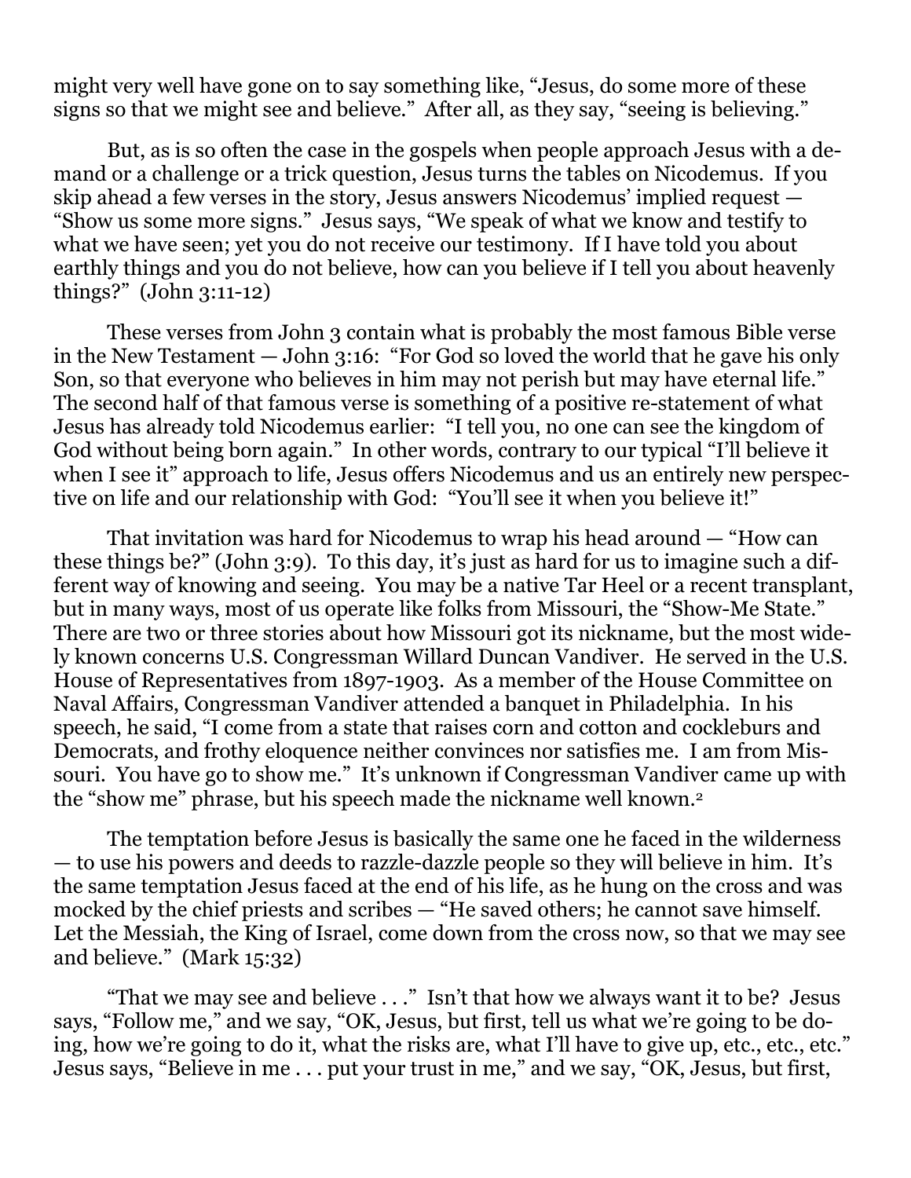might very well have gone on to say something like, "Jesus, do some more of these signs so that we might see and believe." After all, as they say, "seeing is believing."

But, as is so often the case in the gospels when people approach Jesus with a demand or a challenge or a trick question, Jesus turns the tables on Nicodemus. If you skip ahead a few verses in the story, Jesus answers Nicodemus' implied request — "Show us some more signs." Jesus says, "We speak of what we know and testify to what we have seen; yet you do not receive our testimony. If I have told you about earthly things and you do not believe, how can you believe if I tell you about heavenly things?" (John 3:11-12)

These verses from John 3 contain what is probably the most famous Bible verse in the New Testament — John 3:16: "For God so loved the world that he gave his only Son, so that everyone who believes in him may not perish but may have eternal life." The second half of that famous verse is something of a positive re-statement of what Jesus has already told Nicodemus earlier: "I tell you, no one can see the kingdom of God without being born again." In other words, contrary to our typical "I'll believe it when I see it" approach to life, Jesus offers Nicodemus and us an entirely new perspective on life and our relationship with God: "You'll see it when you believe it!"

That invitation was hard for Nicodemus to wrap his head around — "How can these things be?" (John 3:9). To this day, it's just as hard for us to imagine such a different way of knowing and seeing. You may be a native Tar Heel or a recent transplant, but in many ways, most of us operate like folks from Missouri, the "Show-Me State." There are two or three stories about how Missouri got its nickname, but the most widely known concerns U.S. Congressman Willard Duncan Vandiver. He served in the U.S. House of Representatives from 1897-1903. As a member of the House Committee on Naval Affairs, Congressman Vandiver attended a banquet in Philadelphia. In his speech, he said, "I come from a state that raises corn and cotton and cockleburs and Democrats, and frothy eloquence neither convinces nor satisfies me. I am from Missouri. You have go to show me." It's unknown if Congressman Vandiver came up with the "show me" phrase, but his speech made the nickname well known.[2]

The temptation before Jesus is basically the same one he faced in the wilderness — to use his powers and deeds to razzle-dazzle people so they will believe in him. It's the same temptation Jesus faced at the end of his life, as he hung on the cross and was mocked by the chief priests and scribes — "He saved others; he cannot save himself. Let the Messiah, the King of Israel, come down from the cross now, so that we may see and believe." (Mark 15:32)

"That we may see and believe . . ." Isn't that how we always want it to be? Jesus says, "Follow me," and we say, "OK, Jesus, but first, tell us what we're going to be doing, how we're going to do it, what the risks are, what I'll have to give up, etc., etc., etc." Jesus says, "Believe in me . . . put your trust in me," and we say, "OK, Jesus, but first,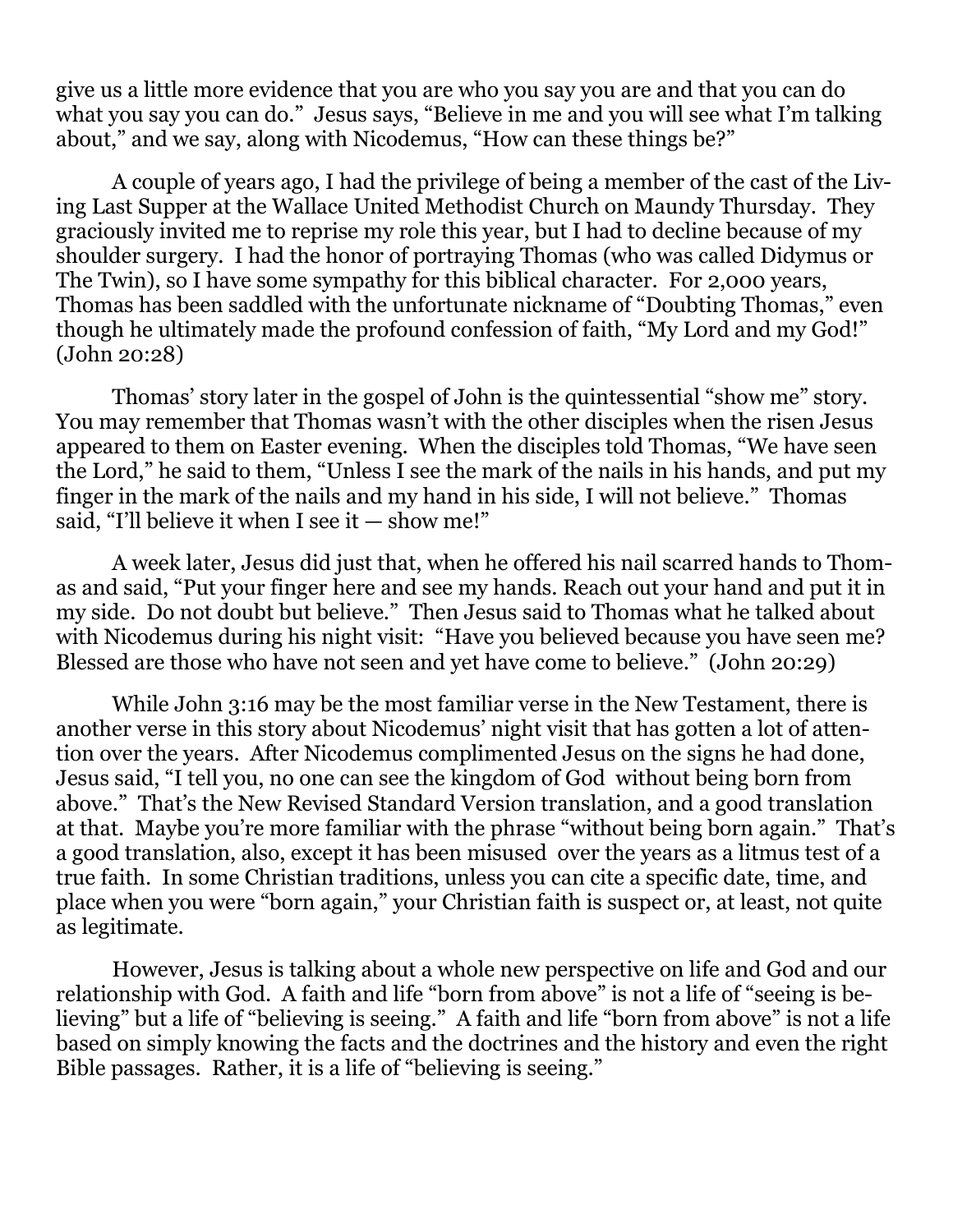give us a little more evidence that you are who you say you are and that you can do what you say you can do." Jesus says, "Believe in me and you will see what I'm talking about," and we say, along with Nicodemus, "How can these things be?"

A couple of years ago, I had the privilege of being a member of the cast of the Living Last Supper at the Wallace United Methodist Church on Maundy Thursday. They graciously invited me to reprise my role this year, but I had to decline because of my shoulder surgery. I had the honor of portraying Thomas (who was called Didymus or The Twin), so I have some sympathy for this biblical character. For 2,000 years, Thomas has been saddled with the unfortunate nickname of "Doubting Thomas," even though he ultimately made the profound confession of faith, "My Lord and my God!" (John 20:28)

Thomas' story later in the gospel of John is the quintessential "show me" story. You may remember that Thomas wasn't with the other disciples when the risen Jesus appeared to them on Easter evening. When the disciples told Thomas, "We have seen the Lord," he said to them, "Unless I see the mark of the nails in his hands, and put my finger in the mark of the nails and my hand in his side, I will not believe." Thomas said, "I'll believe it when I see it — show me!"

A week later, Jesus did just that, when he offered his nail scarred hands to Thomas and said, "Put your finger here and see my hands. Reach out your hand and put it in my side. Do not doubt but believe." Then Jesus said to Thomas what he talked about with Nicodemus during his night visit: "Have you believed because you have seen me? Blessed are those who have not seen and yet have come to believe." (John 20:29)

While John 3:16 may be the most familiar verse in the New Testament, there is another verse in this story about Nicodemus' night visit that has gotten a lot of attention over the years. After Nicodemus complimented Jesus on the signs he had done, Jesus said, "I tell you, no one can see the kingdom of God without being born from above." That's the New Revised Standard Version translation, and a good translation at that. Maybe you're more familiar with the phrase "without being born again." That's a good translation, also, except it has been misused over the years as a litmus test of a true faith. In some Christian traditions, unless you can cite a specific date, time, and place when you were "born again," your Christian faith is suspect or, at least, not quite as legitimate.

However, Jesus is talking about a whole new perspective on life and God and our relationship with God. A faith and life "born from above" is not a life of "seeing is believing" but a life of "believing is seeing." A faith and life "born from above" is not a life based on simply knowing the facts and the doctrines and the history and even the right Bible passages. Rather, it is a life of "believing is seeing."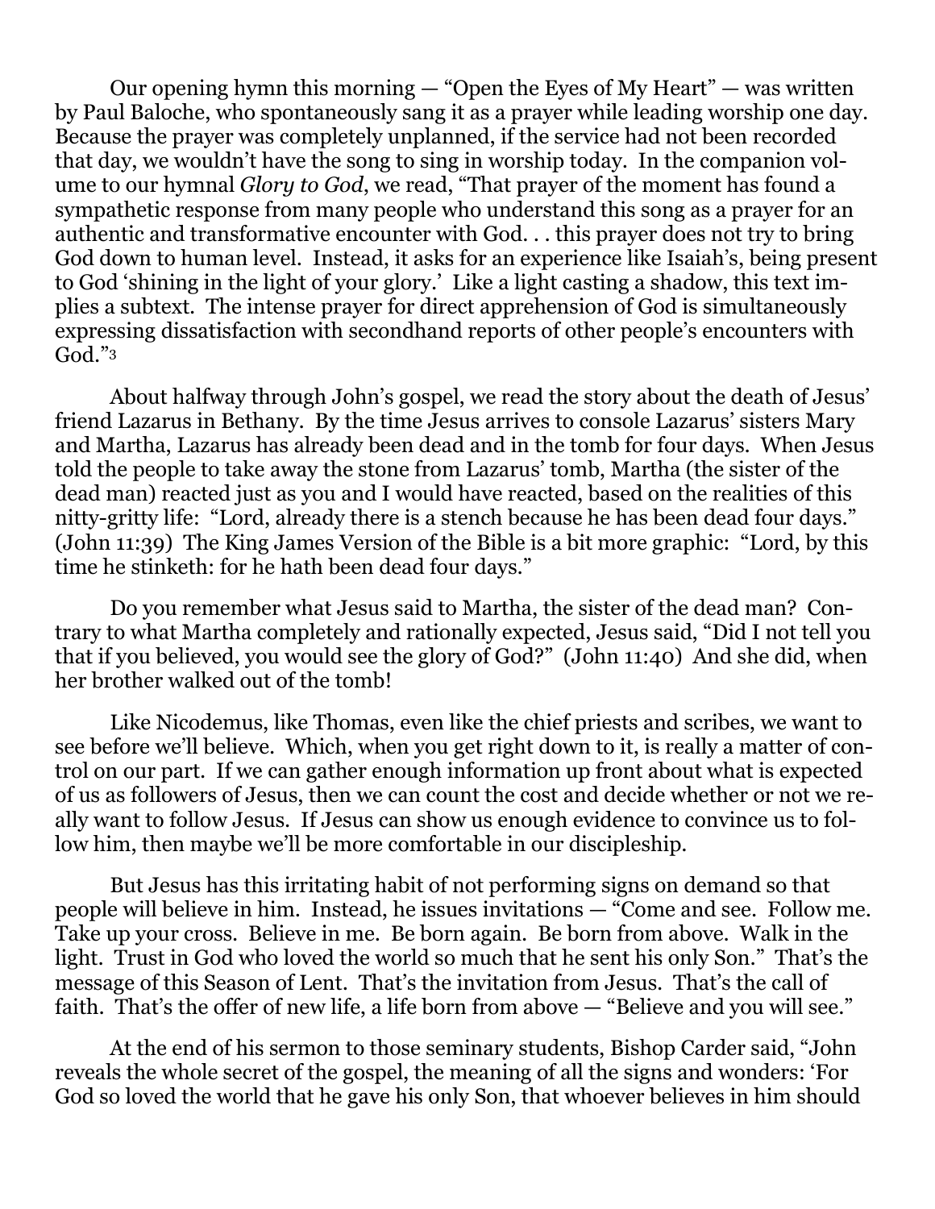Our opening hymn this morning — "Open the Eyes of My Heart" — was written by Paul Baloche, who spontaneously sang it as a prayer while leading worship one day. Because the prayer was completely unplanned, if the service had not been recorded that day, we wouldn't have the song to sing in worship today. In the companion volume to our hymnal *Glory to God*, we read, "That prayer of the moment has found a sympathetic response from many people who understand this song as a prayer for an authentic and transformative encounter with God. . . this prayer does not try to bring God down to human level. Instead, it asks for an experience like Isaiah's, being present to God 'shining in the light of your glory.' Like a light casting a shadow, this text implies a subtext. The intense prayer for direct apprehension of God is simultaneously expressing dissatisfaction with secondhand reports of other people's encounters with God."[3]

About halfway through John's gospel, we read the story about the death of Jesus' friend Lazarus in Bethany. By the time Jesus arrives to console Lazarus' sisters Mary and Martha, Lazarus has already been dead and in the tomb for four days. When Jesus told the people to take away the stone from Lazarus' tomb, Martha (the sister of the dead man) reacted just as you and I would have reacted, based on the realities of this nitty-gritty life: "Lord, already there is a stench because he has been dead four days." (John 11:39) The King James Version of the Bible is a bit more graphic: "Lord, by this time he stinketh: for he hath been dead four days."

Do you remember what Jesus said to Martha, the sister of the dead man? Contrary to what Martha completely and rationally expected, Jesus said, "Did I not tell you that if you believed, you would see the glory of God?" (John 11:40) And she did, when her brother walked out of the tomb!

Like Nicodemus, like Thomas, even like the chief priests and scribes, we want to see before we'll believe. Which, when you get right down to it, is really a matter of control on our part. If we can gather enough information up front about what is expected of us as followers of Jesus, then we can count the cost and decide whether or not we really want to follow Jesus. If Jesus can show us enough evidence to convince us to follow him, then maybe we'll be more comfortable in our discipleship.

But Jesus has this irritating habit of not performing signs on demand so that people will believe in him. Instead, he issues invitations — "Come and see. Follow me. Take up your cross. Believe in me. Be born again. Be born from above. Walk in the light. Trust in God who loved the world so much that he sent his only Son." That's the message of this Season of Lent. That's the invitation from Jesus. That's the call of faith. That's the offer of new life, a life born from above — "Believe and you will see."

At the end of his sermon to those seminary students, Bishop Carder said, "John reveals the whole secret of the gospel, the meaning of all the signs and wonders: 'For God so loved the world that he gave his only Son, that whoever believes in him should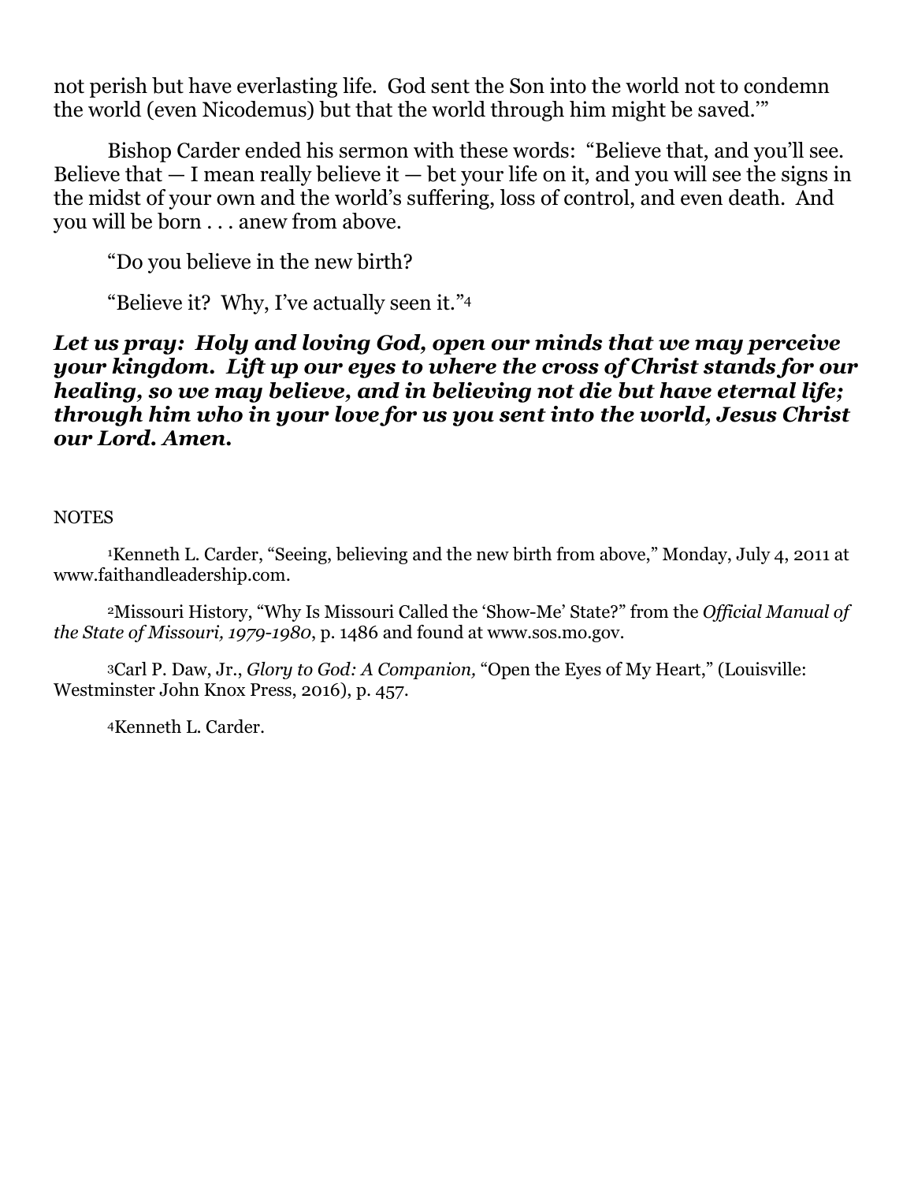not perish but have everlasting life. God sent the Son into the world not to condemn the world (even Nicodemus) but that the world through him might be saved.'"

Bishop Carder ended his sermon with these words: "Believe that, and you'll see. Believe that — I mean really believe it — bet your life on it, and you will see the signs in the midst of your own and the world's suffering, loss of control, and even death. And you will be born . . . anew from above.

"Do you believe in the new birth?

"Believe it? Why, I've actually seen it."[4]

***Let us pray: Holy and loving God, open our minds that we may perceive your kingdom. Lift up our eyes to where the cross of Christ stands for our healing, so we may believe, and in believing not die but have eternal life; through him who in your love for us you sent into the world, Jesus Christ our Lord. Amen.***

NOTES

[1]Kenneth L. Carder, "Seeing, believing and the new birth from above," Monday, July 4, 2011 at www.faithandleadership.com.

[2]Missouri History, "Why Is Missouri Called the 'Show-Me' State?" from the *Official Manual of the State of Missouri, 1979-1980*, p. 1486 and found at www.sos.mo.gov.

[3]Carl P. Daw, Jr., *Glory to God: A Companion,* "Open the Eyes of My Heart," (Louisville: Westminster John Knox Press, 2016), p. 457.

[4]Kenneth L. Carder.